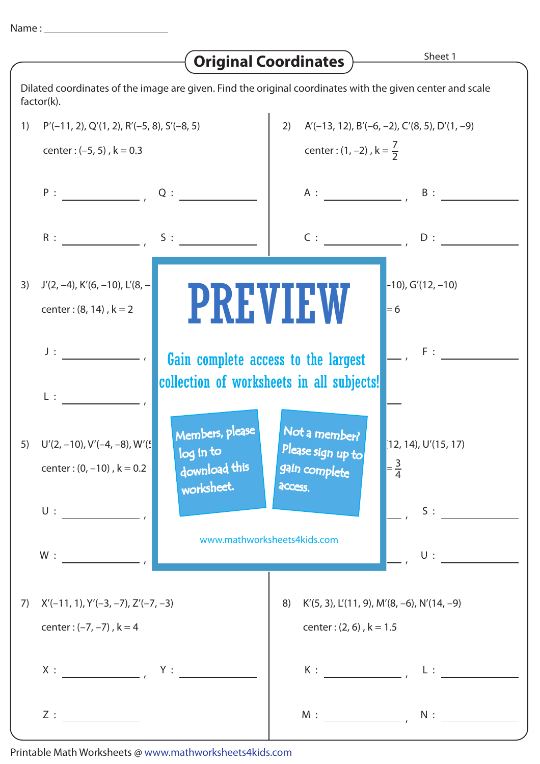Name : ______________________

# Original Coordinates

Sheet 1

Dilated coordinates of the image are given. Find the original coordinates with the given center and scale factor(k).

1) P′(–11, 2), Q′(1, 2), R′(–5, 8), S′(–8, 5)

center : (–5, 5) , k = 0.3

P : ____________ , Q : ____________

R : ____________ , S : ____________

2) A′(–13, 12), B′(–6, –2), C′(8, 5), D′(1, –9)

center : (1, –2) , $k = \frac{7}{2}$

A : ____________ , B : ____________

C : ____________ , D : ____________

3) J′(2, –4), K′(6, –10), L′(8, –

center : (8, 14) , k = 2

J : ____________ ,

L : ____________ ,

4) –10), G′(12, –10)

= 6

____________ , F : ____________

5) U′(2, –10), V′(–4, –8), W′(5

center : (0, –10) , k = 0.2

U : ____________ ,

W : ____________ ,

6) 12, 14), U′(15, 17)

$= \frac{3}{4}$

____________ , S : ____________

____________ , U : ____________

# PREVIEW

Gain complete access to the largest collection of worksheets in all subjects!

Members, please log in to download this worksheet.

Not a member? Please sign up to gain complete access.

www.mathworksheets4kids.com

7) X′(–11, 1), Y′(–3, –7), Z′(–7, –3)

center : (–7, –7) , k = 4

X : ____________ , Y : ____________

Z : ____________

8) K′(5, 3), L′(11, 9), M′(8, –6), N′(14, –9)

center : (2, 6) , k = 1.5

K : ____________ , L : ____________

M : ____________ , N : ____________

Printable Math Worksheets @ www.mathworksheets4kids.com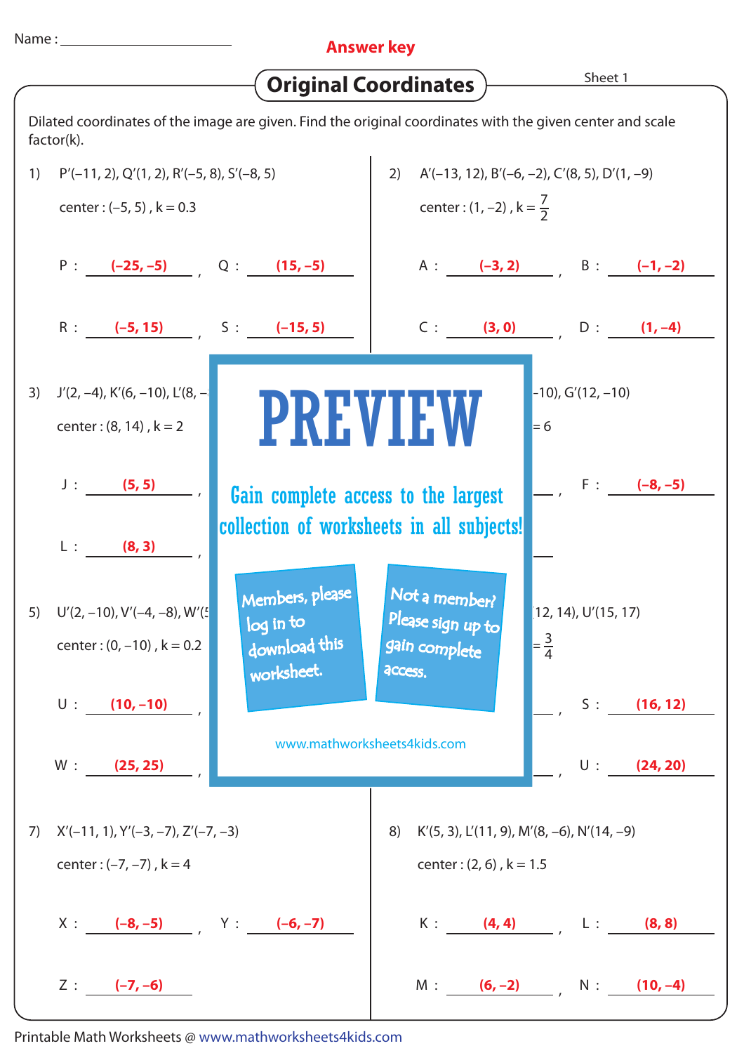Name : ____________________

**Answer key**

# Original Coordinates

Sheet 1

Dilated coordinates of the image are given. Find the original coordinates with the given center and scale factor(k).

1) P′(–11, 2), Q′(1, 2), R′(–5, 8), S′(–8, 5)

center : (–5, 5) , k = 0.3

P : **(–25, –5)** , Q : **(15, –5)**

R : **(–5, 15)** , S : **(–15, 5)**

2) A′(–13, 12), B′(–6, –2), C′(8, 5), D′(1, –9)

center : (1, –2) , $k = \frac{7}{2}$

A : **(–3, 2)** , B : **(–1, –2)**

C : **(3, 0)** , D : **(1, –4)**

3) J′(2, –4), K′(6, –10), L′(8, –

center : (8, 14) , k = 2

J : **(5, 5)** ,

L : **(8, 3)** ,

4) –10), G′(12, –10)

= 6

F : **(–8, –5)**

5) U′(2, –10), V′(–4, –8), W′(5

center : (0, –10) , k = 0.2

U : **(10, –10)** ,

W : **(25, 25)** ,

6) (12, 14), U′(15, 17)

$= \frac{3}{4}$

S : **(16, 12)**

U : **(24, 20)**

PREVIEW

Gain complete access to the largest collection of worksheets in all subjects!

Members, please log in to download this worksheet.

Not a member? Please sign up to gain complete access.

www.mathworksheets4kids.com

7) X′(–11, 1), Y′(–3, –7), Z′(–7, –3)

center : (–7, –7) , k = 4

X : **(–8, –5)** , Y : **(–6, –7)**

Z : **(–7, –6)**

8) K′(5, 3), L′(11, 9), M′(8, –6), N′(14, –9)

center : (2, 6) , k = 1.5

K : **(4, 4)** , L : **(8, 8)**

M : **(6, –2)** , N : **(10, –4)**

Printable Math Worksheets @ www.mathworksheets4kids.com